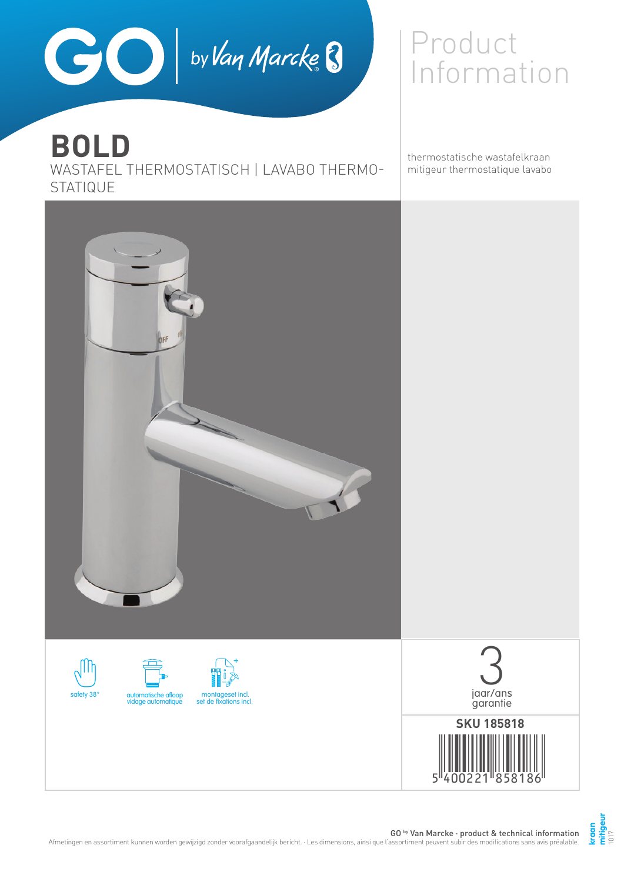# BOLD

WASTAFEL THERMOSTATISCH | LAVABO THERMOSTATIQUE

## Product Information

thermostatische wastafelkraan
mitigeur thermostatique lavabo

safety 38°

automatische afloop
vidage automatique

montageset incl.
set de fixations incl.

3
jaar/ans
garantie

**SKU 185818**

5 400221 858186

GO by Van Marcke · product & technical information

Afmetingen en assortiment kunnen worden gewijzigd zonder voorafgaandelijk bericht. · Les dimensions, ainsi que l'assortiment peuvent subir des modifications sans avis préalable.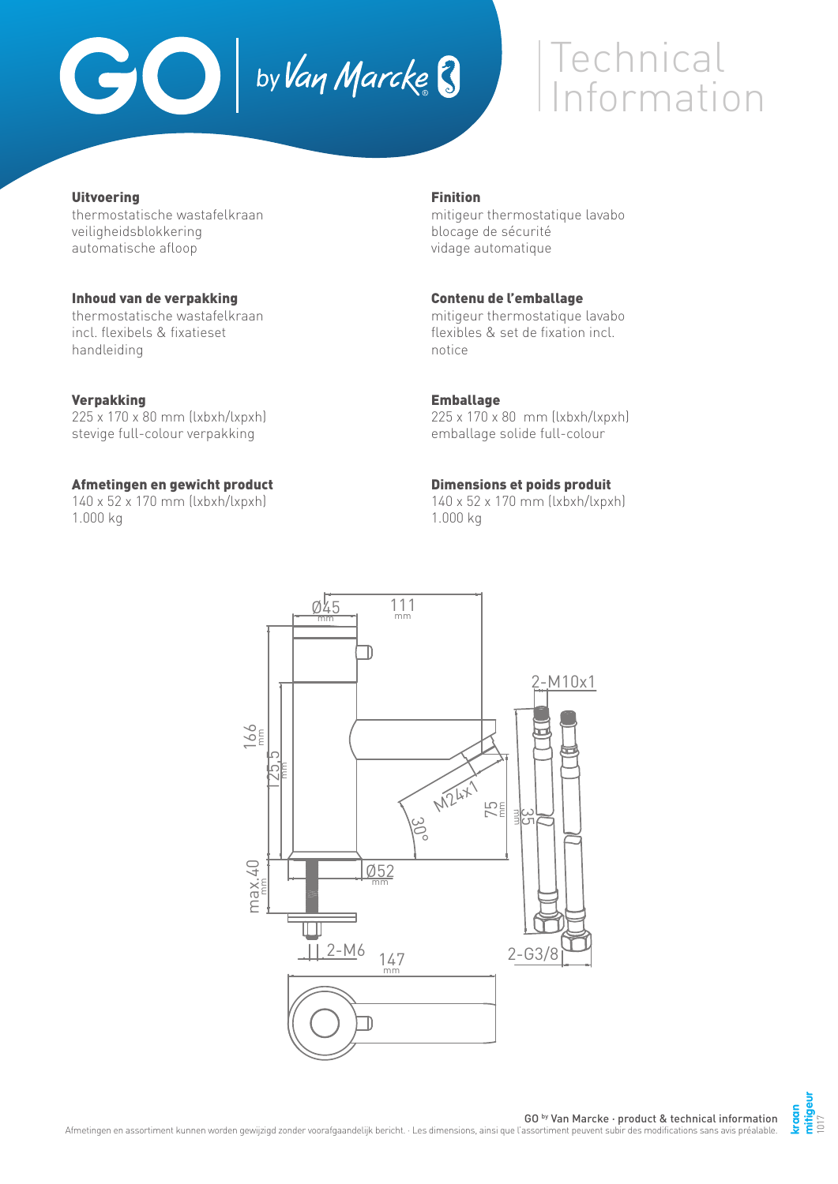# GO by Van Marcke

# Technical Information

### Uitvoering
thermostatische wastafelkraan
veiligheidsblokkering
automatische afloop

### Finition
mitigeur thermostatique lavabo
blocage de sécurité
vidage automatique

### Inhoud van de verpakking
thermostatische wastafelkraan
incl. flexibels & fixatieset
handleiding

### Contenu de l'emballage
mitigeur thermostatique lavabo
flexibles & set de fixation incl.
notice

### Verpakking
225 x 170 x 80 mm (lxbxh/lxpxh)
stevige full-colour verpakking

### Emballage
225 x 170 x 80 mm (lxbxh/lxpxh)
emballage solide full-colour

### Afmetingen en gewicht product
140 x 52 x 170 mm (lxbxh/lxpxh)
1.000 kg

### Dimensions et poids produit
140 x 52 x 170 mm (lxbxh/lxpxh)
1.000 kg

Ø45 mm
111 mm
2-M10x1
166 mm
125,5 mm
M24x1
30°
75 mm
335 mm
max.40 mm
Ø52 mm
2-M6
147 mm
2-G3/8

GO by Van Marcke · product & technical information

Afmetingen en assortiment kunnen worden gewijzigd zonder voorafgaandelijk bericht. · Les dimensions, ainsi que l'assortiment peuvent subir des modifications sans avis préalable.

kraan mitigeur 1017